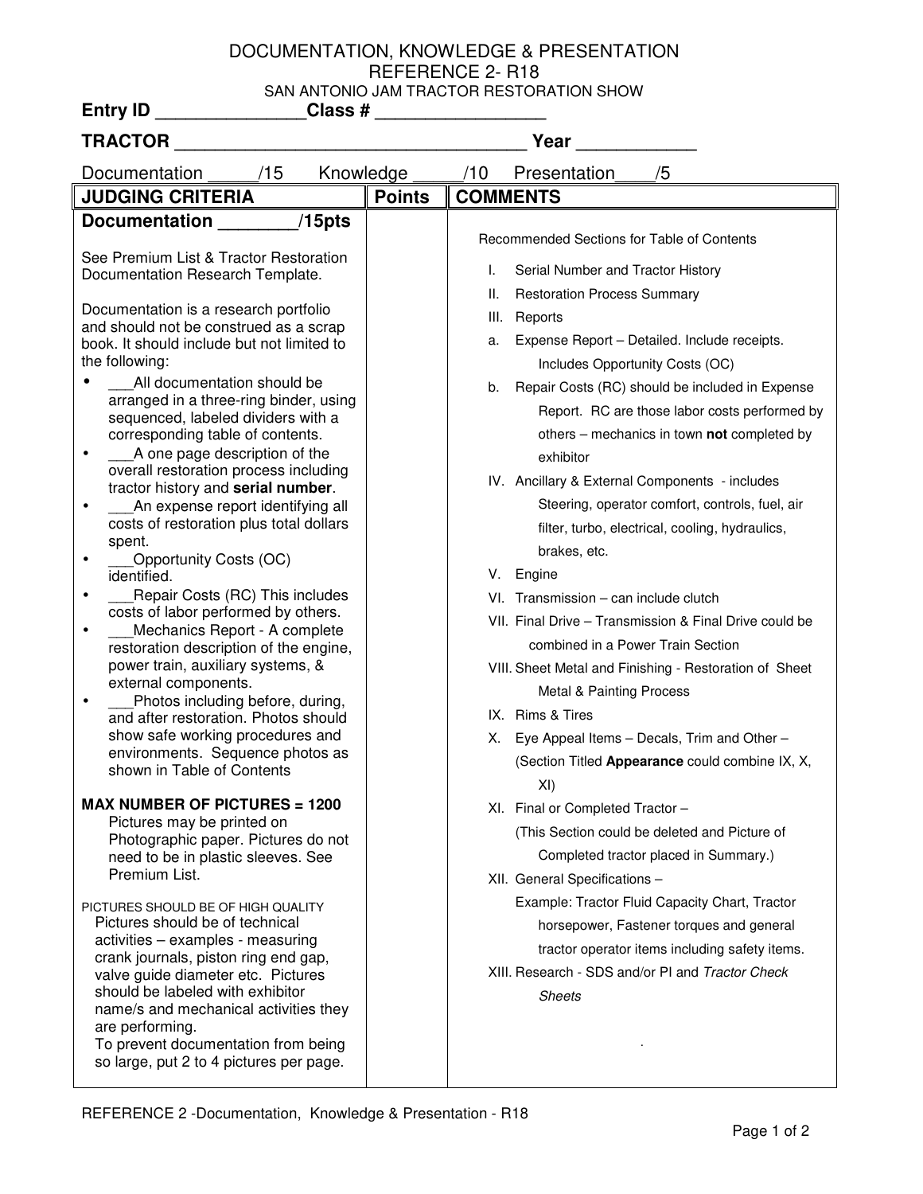# DOCUMENTATION, KNOWLEDGE & PRESENTATION

## REFERENCE 2- R18

### SAN ANTONIO JAM TRACTOR RESTORATION SHOW

**Entry ID _______________Class # _________________**

**TRACTOR ___________________________________ Year ____________**

Documentation _____/15 Knowledge _____/10 Presentation____/5

| JUDGING CRITERIA | Points | COMMENTS |
|---|---|---|
| **Documentation ________/15pts**<br><br>See Premium List & Tractor Restoration Documentation Research Template.<br><br>Documentation is a research portfolio and should not be construed as a scrap book. It should include but not limited to the following:<br>• ___All documentation should be arranged in a three-ring binder, using sequenced, labeled dividers with a corresponding table of contents.<br>• ___A one page description of the overall restoration process including tractor history and **serial number**.<br>• ___An expense report identifying all costs of restoration plus total dollars spent.<br>• ___Opportunity Costs (OC) identified.<br>• ___Repair Costs (RC) This includes costs of labor performed by others.<br>• ___Mechanics Report - A complete restoration description of the engine, power train, auxiliary systems, & external components.<br>• ___Photos including before, during, and after restoration. Photos should show safe working procedures and environments. Sequence photos as shown in Table of Contents<br><br>**MAX NUMBER OF PICTURES = 1200**<br>Pictures may be printed on Photographic paper. Pictures do not need to be in plastic sleeves. See Premium List.<br><br>PICTURES SHOULD BE OF HIGH QUALITY<br>Pictures should be of technical activities – examples - measuring crank journals, piston ring end gap, valve guide diameter etc. Pictures should be labeled with exhibitor name/s and mechanical activities they are performing.<br>To prevent documentation from being so large, put 2 to 4 pictures per page. | | Recommended Sections for Table of Contents<br><br>I. Serial Number and Tractor History<br>II. Restoration Process Summary<br>III. Reports<br>a. Expense Report – Detailed. Include receipts. Includes Opportunity Costs (OC)<br>b. Repair Costs (RC) should be included in Expense Report. RC are those labor costs performed by others – mechanics in town **not** completed by exhibitor<br>IV. Ancillary & External Components - includes Steering, operator comfort, controls, fuel, air filter, turbo, electrical, cooling, hydraulics, brakes, etc.<br>V. Engine<br>VI. Transmission – can include clutch<br>VII. Final Drive – Transmission & Final Drive could be combined in a Power Train Section<br>VIII. Sheet Metal and Finishing - Restoration of Sheet Metal & Painting Process<br>IX. Rims & Tires<br>X. Eye Appeal Items – Decals, Trim and Other – (Section Titled **Appearance** could combine IX, X, XI)<br>XI. Final or Completed Tractor – (This Section could be deleted and Picture of Completed tractor placed in Summary.)<br>XII. General Specifications – Example: Tractor Fluid Capacity Chart, Tractor horsepower, Fastener torques and general tractor operator items including safety items.<br>XIII. Research - SDS and/or PI and *Tractor Check Sheets* |

REFERENCE 2 -Documentation, Knowledge & Presentation - R18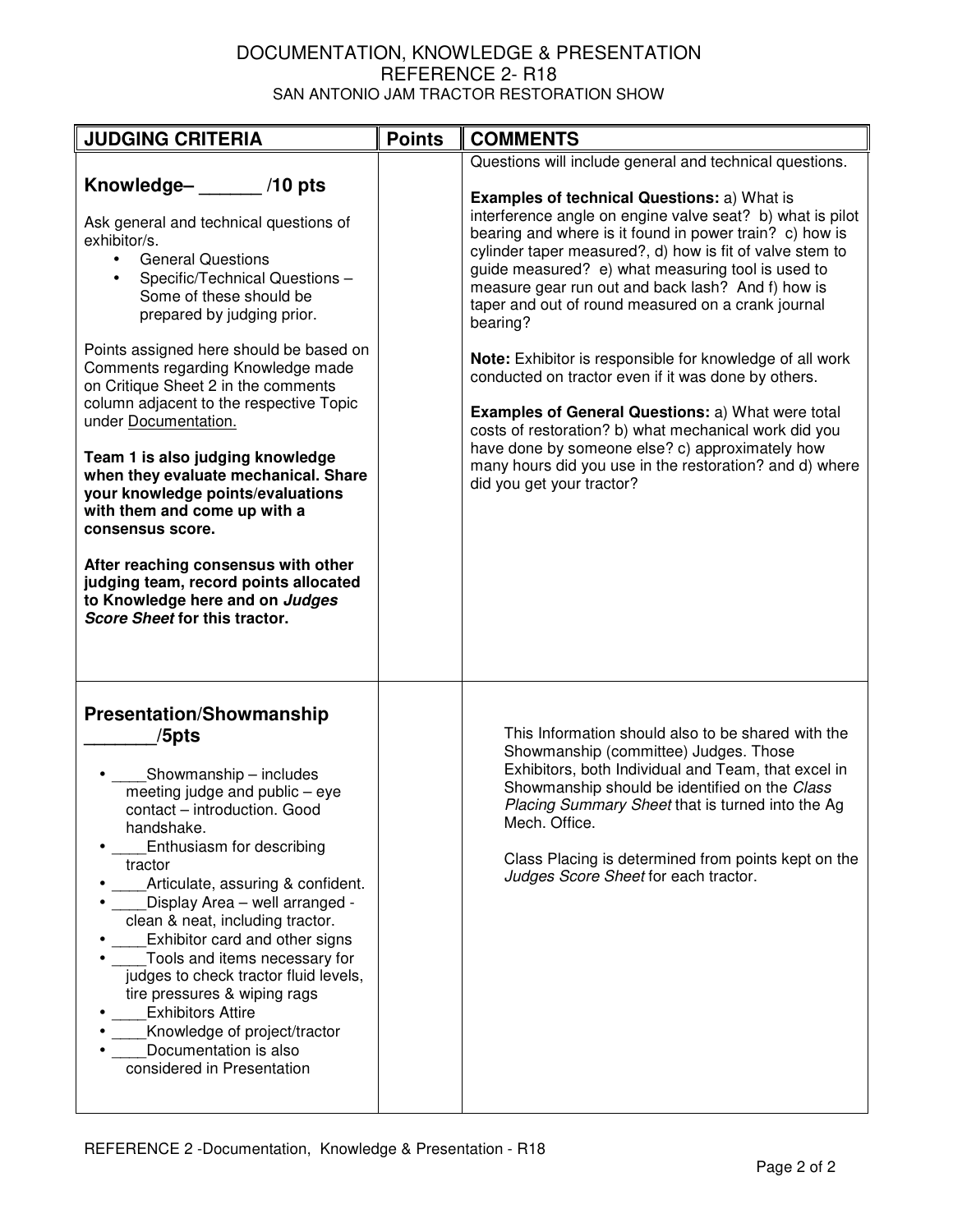DOCUMENTATION, KNOWLEDGE & PRESENTATION
REFERENCE 2- R18
SAN ANTONIO JAM TRACTOR RESTORATION SHOW

| JUDGING CRITERIA | Points | COMMENTS |
|---|---|---|
| **Knowledge– ______ /10 pts**<br><br>Ask general and technical questions of exhibitor/s.<br>• General Questions<br>• Specific/Technical Questions – Some of these should be prepared by judging prior.<br><br>Points assigned here should be based on Comments regarding Knowledge made on Critique Sheet 2 in the comments column adjacent to the respective Topic under Documentation.<br><br>**Team 1 is also judging knowledge when they evaluate mechanical. Share your knowledge points/evaluations with them and come up with a consensus score.**<br><br>**After reaching consensus with other judging team, record points allocated to Knowledge here and on *Judges Score Sheet* for this tractor.** | | Questions will include general and technical questions.<br><br>**Examples of technical Questions:** a) What is interference angle on engine valve seat? b) what is pilot bearing and where is it found in power train? c) how is cylinder taper measured?, d) how is fit of valve stem to guide measured? e) what measuring tool is used to measure gear run out and back lash? And f) how is taper and out of round measured on a crank journal bearing?<br><br>**Note:** Exhibitor is responsible for knowledge of all work conducted on tractor even if it was done by others.<br><br>**Examples of General Questions:** a) What were total costs of restoration? b) what mechanical work did you have done by someone else? c) approximately how many hours did you use in the restoration? and d) where did you get your tractor? |
| **Presentation/Showmanship _______/5pts**<br><br>• ____Showmanship – includes meeting judge and public – eye contact – introduction. Good handshake.<br>• ____Enthusiasm for describing tractor<br>• ____Articulate, assuring & confident.<br>• ____Display Area – well arranged - clean & neat, including tractor.<br>• ____Exhibitor card and other signs<br>• ____Tools and items necessary for judges to check tractor fluid levels, tire pressures & wiping rags<br>• ____Exhibitors Attire<br>• ____Knowledge of project/tractor<br>• ____Documentation is also considered in Presentation | | This Information should also to be shared with the Showmanship (committee) Judges. Those Exhibitors, both Individual and Team, that excel in Showmanship should be identified on the *Class Placing Summary Sheet* that is turned into the Ag Mech. Office.<br><br>Class Placing is determined from points kept on the *Judges Score Sheet* for each tractor. |

REFERENCE 2 -Documentation, Knowledge & Presentation - R18